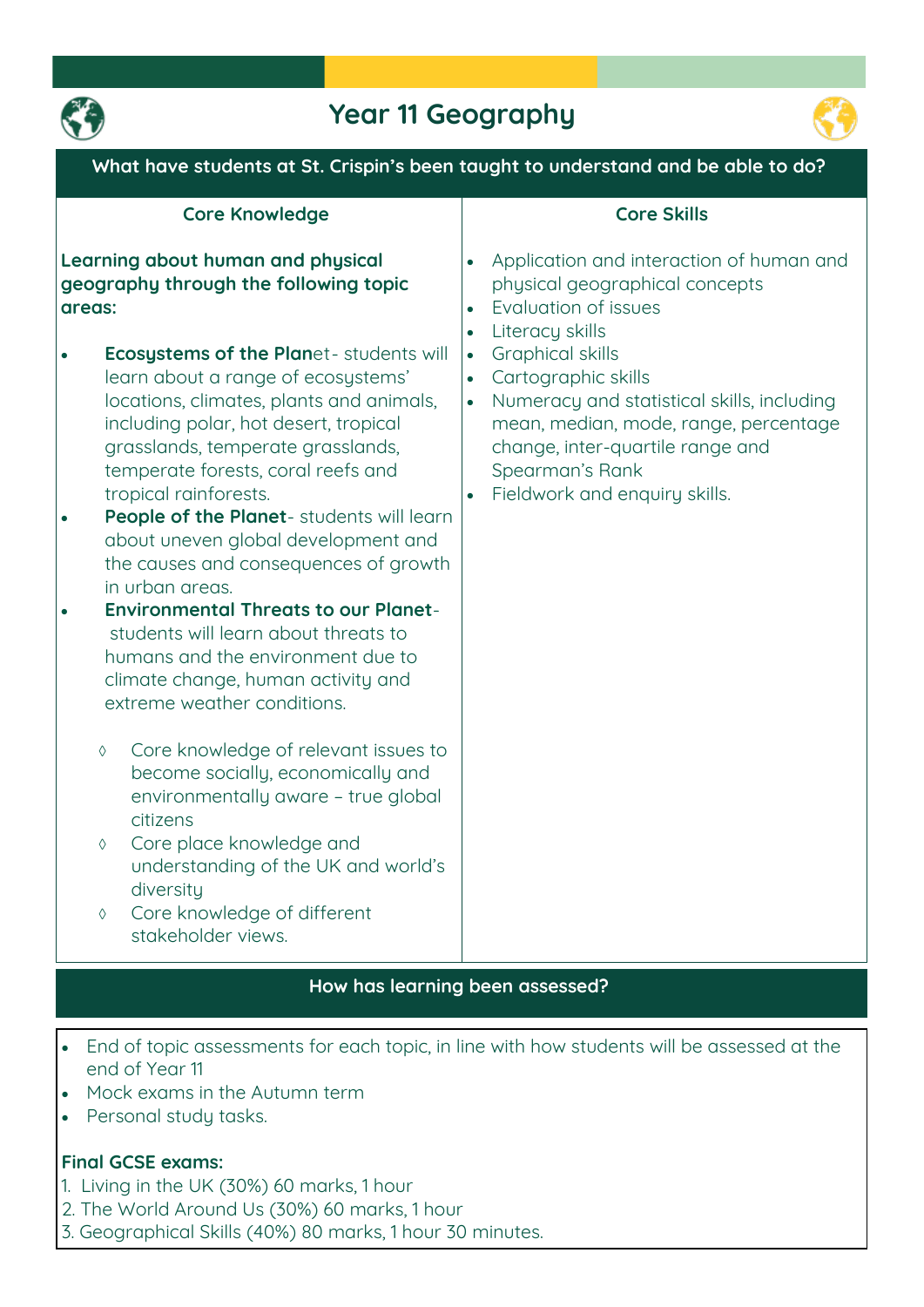# Year 11 Geography

## What have students at St. Crispin's been taught to understand and be able to do?

### Core Knowledge

**Learning about human and physical geography through the following topic areas:**

- **Ecosystems of the Plan**et- students will learn about a range of ecosystems' locations, climates, plants and animals, including polar, hot desert, tropical grasslands, temperate grasslands, temperate forests, coral reefs and tropical rainforests.
- **People of the Planet**- students will learn about uneven global development and the causes and consequences of growth in urban areas.
- **Environmental Threats to our Planet**- students will learn about threats to humans and the environment due to climate change, human activity and extreme weather conditions.

    - Core knowledge of relevant issues to become socially, economically and environmentally aware – true global citizens
    - Core place knowledge and understanding of the UK and world's diversity
    - Core knowledge of different stakeholder views.

### Core Skills

- Application and interaction of human and physical geographical concepts
- Evaluation of issues
- Literacy skills
- Graphical skills
- Cartographic skills
- Numeracy and statistical skills, including mean, median, mode, range, percentage change, inter-quartile range and Spearman's Rank
- Fieldwork and enquiry skills.

## How has learning been assessed?

- End of topic assessments for each topic, in line with how students will be assessed at the end of Year 11
- Mock exams in the Autumn term
- Personal study tasks.

**Final GCSE exams:**

1. Living in the UK (30%) 60 marks, 1 hour
2. The World Around Us (30%) 60 marks, 1 hour
3. Geographical Skills (40%) 80 marks, 1 hour 30 minutes.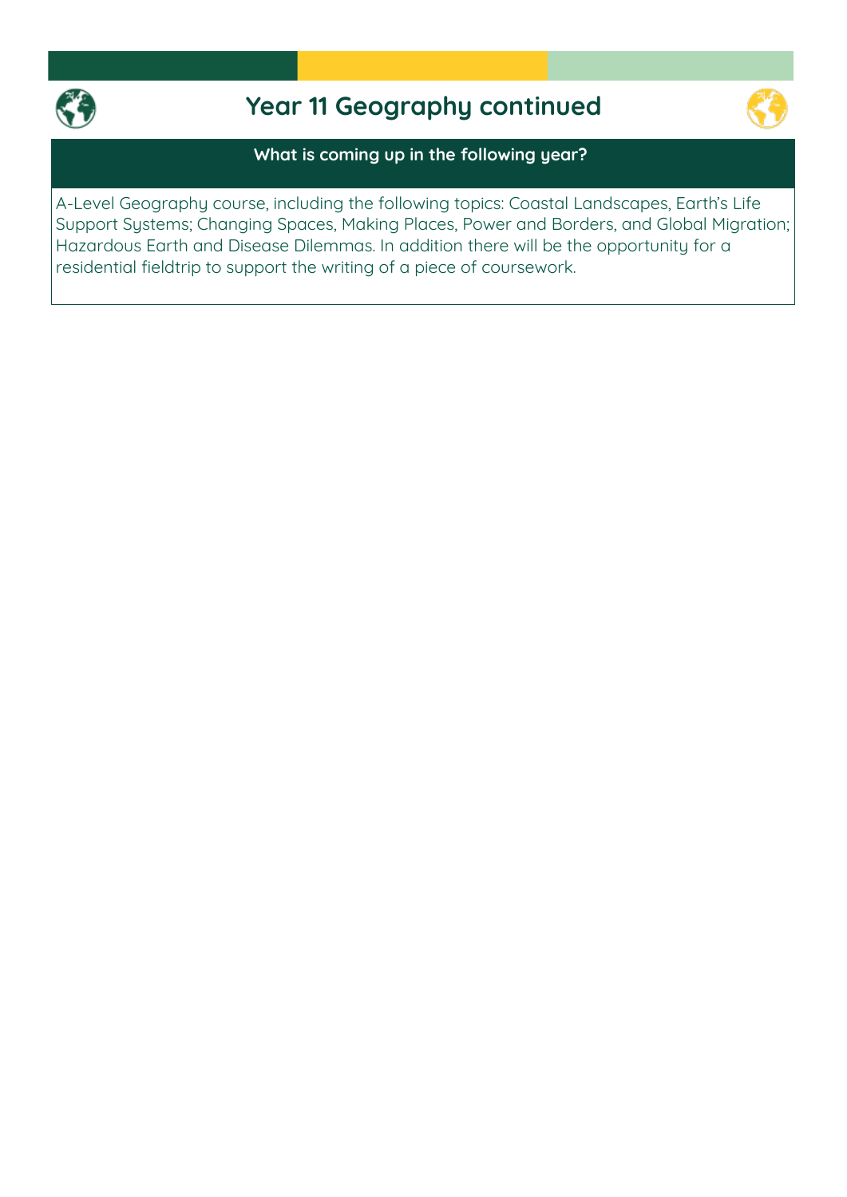# Year 11 Geography continued

## What is coming up in the following year?

A-Level Geography course, including the following topics: Coastal Landscapes, Earth's Life Support Systems; Changing Spaces, Making Places, Power and Borders, and Global Migration; Hazardous Earth and Disease Dilemmas. In addition there will be the opportunity for a residential fieldtrip to support the writing of a piece of coursework.